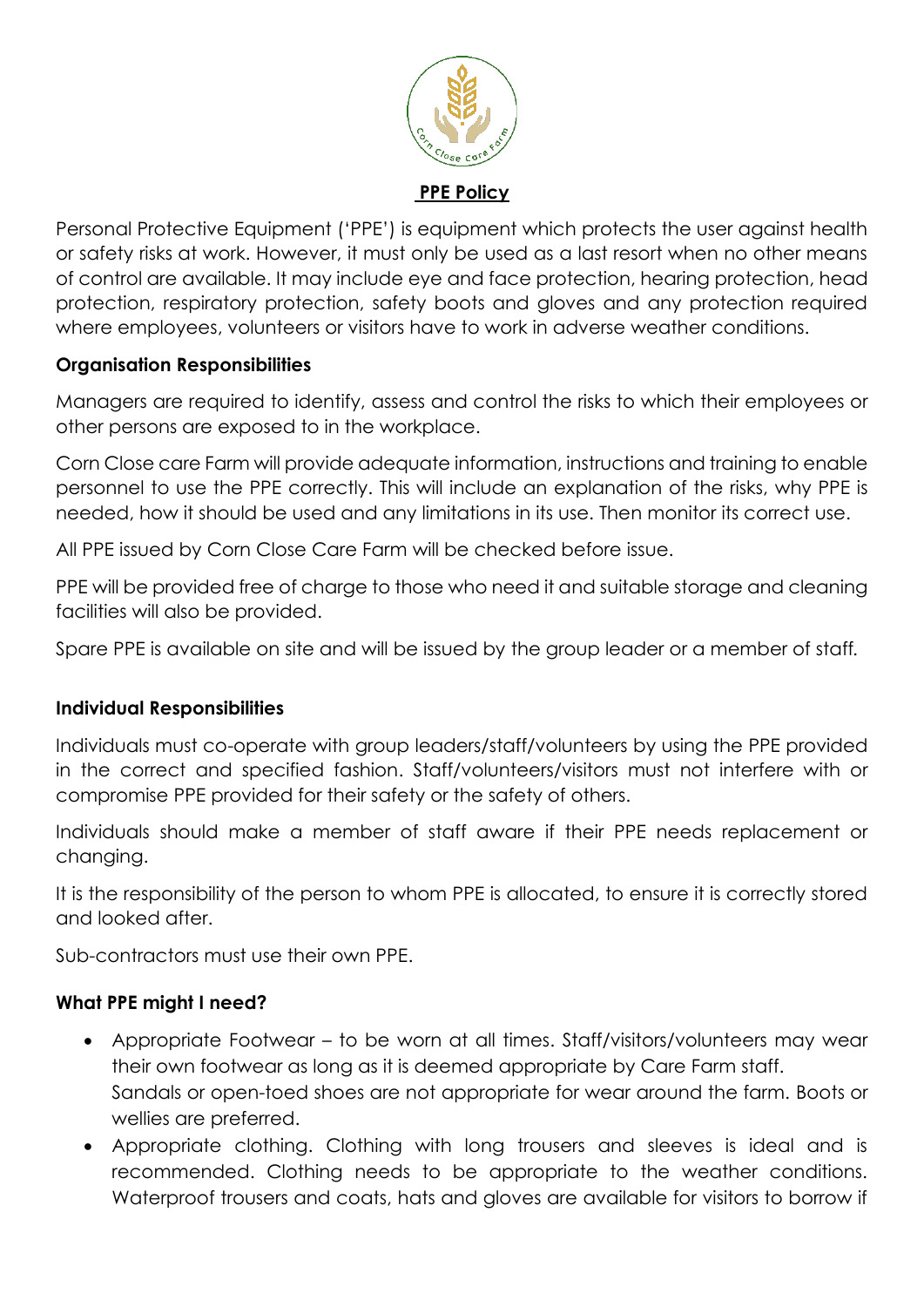# PPE Policy

Personal Protective Equipment ('PPE') is equipment which protects the user against health or safety risks at work. However, it must only be used as a last resort when no other means of control are available. It may include eye and face protection, hearing protection, head protection, respiratory protection, safety boots and gloves and any protection required where employees, volunteers or visitors have to work in adverse weather conditions.

## Organisation Responsibilities

Managers are required to identify, assess and control the risks to which their employees or other persons are exposed to in the workplace.

Corn Close care Farm will provide adequate information, instructions and training to enable personnel to use the PPE correctly. This will include an explanation of the risks, why PPE is needed, how it should be used and any limitations in its use. Then monitor its correct use.

All PPE issued by Corn Close Care Farm will be checked before issue.

PPE will be provided free of charge to those who need it and suitable storage and cleaning facilities will also be provided.

Spare PPE is available on site and will be issued by the group leader or a member of staff.

## Individual Responsibilities

Individuals must co-operate with group leaders/staff/volunteers by using the PPE provided in the correct and specified fashion. Staff/volunteers/visitors must not interfere with or compromise PPE provided for their safety or the safety of others.

Individuals should make a member of staff aware if their PPE needs replacement or changing.

It is the responsibility of the person to whom PPE is allocated, to ensure it is correctly stored and looked after.

Sub-contractors must use their own PPE.

## What PPE might I need?

- Appropriate Footwear – to be worn at all times. Staff/visitors/volunteers may wear their own footwear as long as it is deemed appropriate by Care Farm staff.
  Sandals or open-toed shoes are not appropriate for wear around the farm. Boots or wellies are preferred.
- Appropriate clothing. Clothing with long trousers and sleeves is ideal and is recommended. Clothing needs to be appropriate to the weather conditions. Waterproof trousers and coats, hats and gloves are available for visitors to borrow if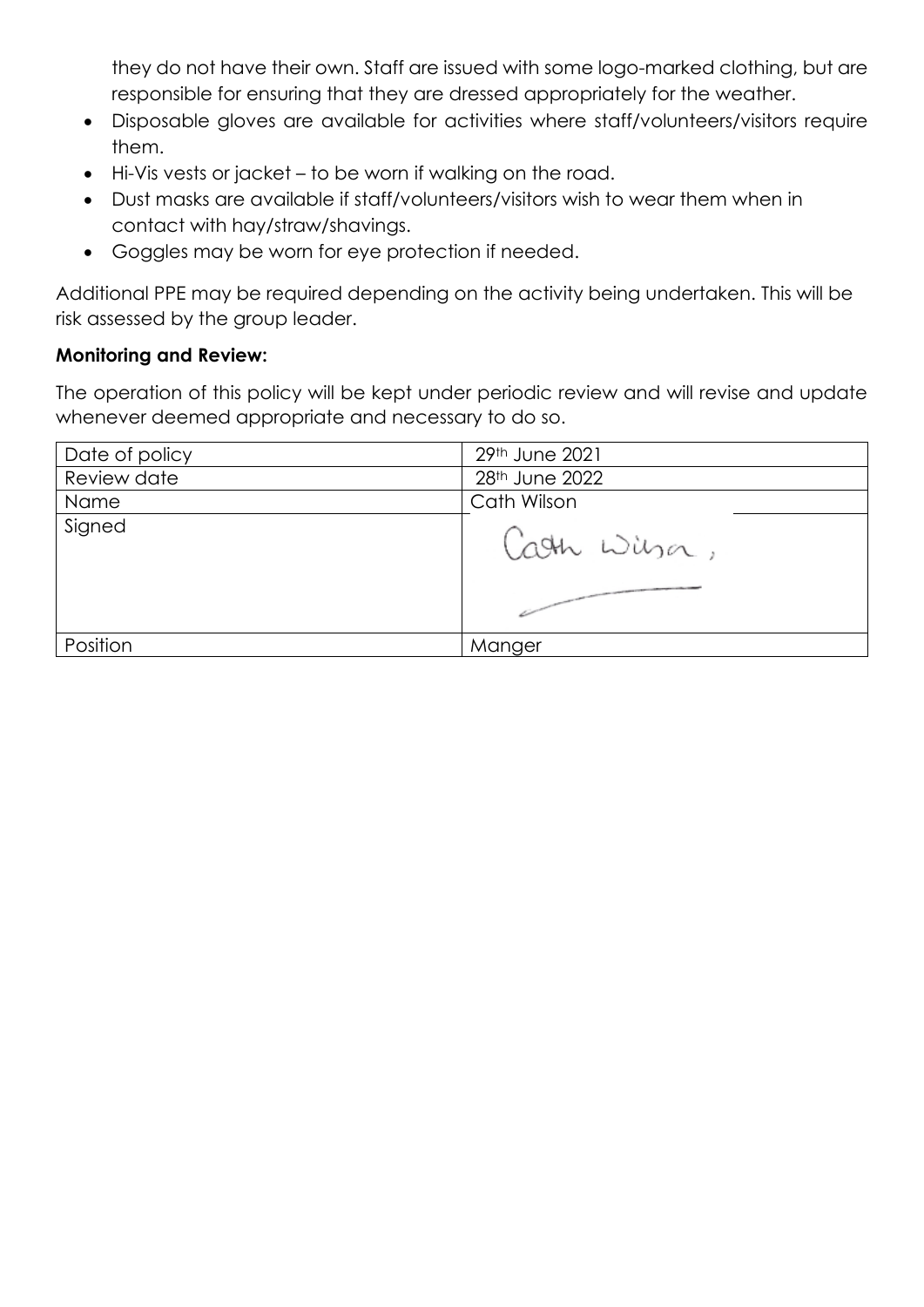they do not have their own. Staff are issued with some logo-marked clothing, but are responsible for ensuring that they are dressed appropriately for the weather.

- Disposable gloves are available for activities where staff/volunteers/visitors require them.
- Hi-Vis vests or jacket – to be worn if walking on the road.
- Dust masks are available if staff/volunteers/visitors wish to wear them when in contact with hay/straw/shavings.
- Goggles may be worn for eye protection if needed.

Additional PPE may be required depending on the activity being undertaken. This will be risk assessed by the group leader.

**Monitoring and Review:**

The operation of this policy will be kept under periodic review and will revise and update whenever deemed appropriate and necessary to do so.

| | |
|---|---|
| Date of policy | 29th June 2021 |
| Review date | 28th June 2022 |
| Name | Cath Wilson |
| Signed | Cath Wilson, |
| Position | Manger |